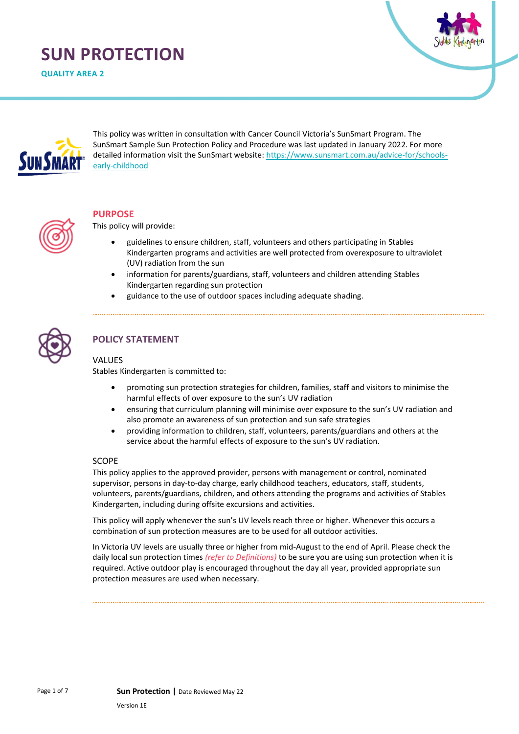# SUN PROTECTION

**QUALITY AREA 2**

This policy was written in consultation with Cancer Council Victoria's SunSmart Program. The SunSmart Sample Sun Protection Policy and Procedure was last updated in January 2022. For more detailed information visit the SunSmart website: https://www.sunsmart.com.au/advice-for/schools-early-childhood

## PURPOSE

This policy will provide:

- guidelines to ensure children, staff, volunteers and others participating in Stables Kindergarten programs and activities are well protected from overexposure to ultraviolet (UV) radiation from the sun
- information for parents/guardians, staff, volunteers and children attending Stables Kindergarten regarding sun protection
- guidance to the use of outdoor spaces including adequate shading.

## POLICY STATEMENT

### VALUES

Stables Kindergarten is committed to:

- promoting sun protection strategies for children, families, staff and visitors to minimise the harmful effects of over exposure to the sun's UV radiation
- ensuring that curriculum planning will minimise over exposure to the sun's UV radiation and also promote an awareness of sun protection and sun safe strategies
- providing information to children, staff, volunteers, parents/guardians and others at the service about the harmful effects of exposure to the sun's UV radiation.

### SCOPE

This policy applies to the approved provider, persons with management or control, nominated supervisor, persons in day-to-day charge, early childhood teachers, educators, staff, students, volunteers, parents/guardians, children, and others attending the programs and activities of Stables Kindergarten, including during offsite excursions and activities.

This policy will apply whenever the sun's UV levels reach three or higher. Whenever this occurs a combination of sun protection measures are to be used for all outdoor activities.

In Victoria UV levels are usually three or higher from mid-August to the end of April. Please check the daily local sun protection times *(refer to Definitions)* to be sure you are using sun protection when it is required. Active outdoor play is encouraged throughout the day all year, provided appropriate sun protection measures are used when necessary.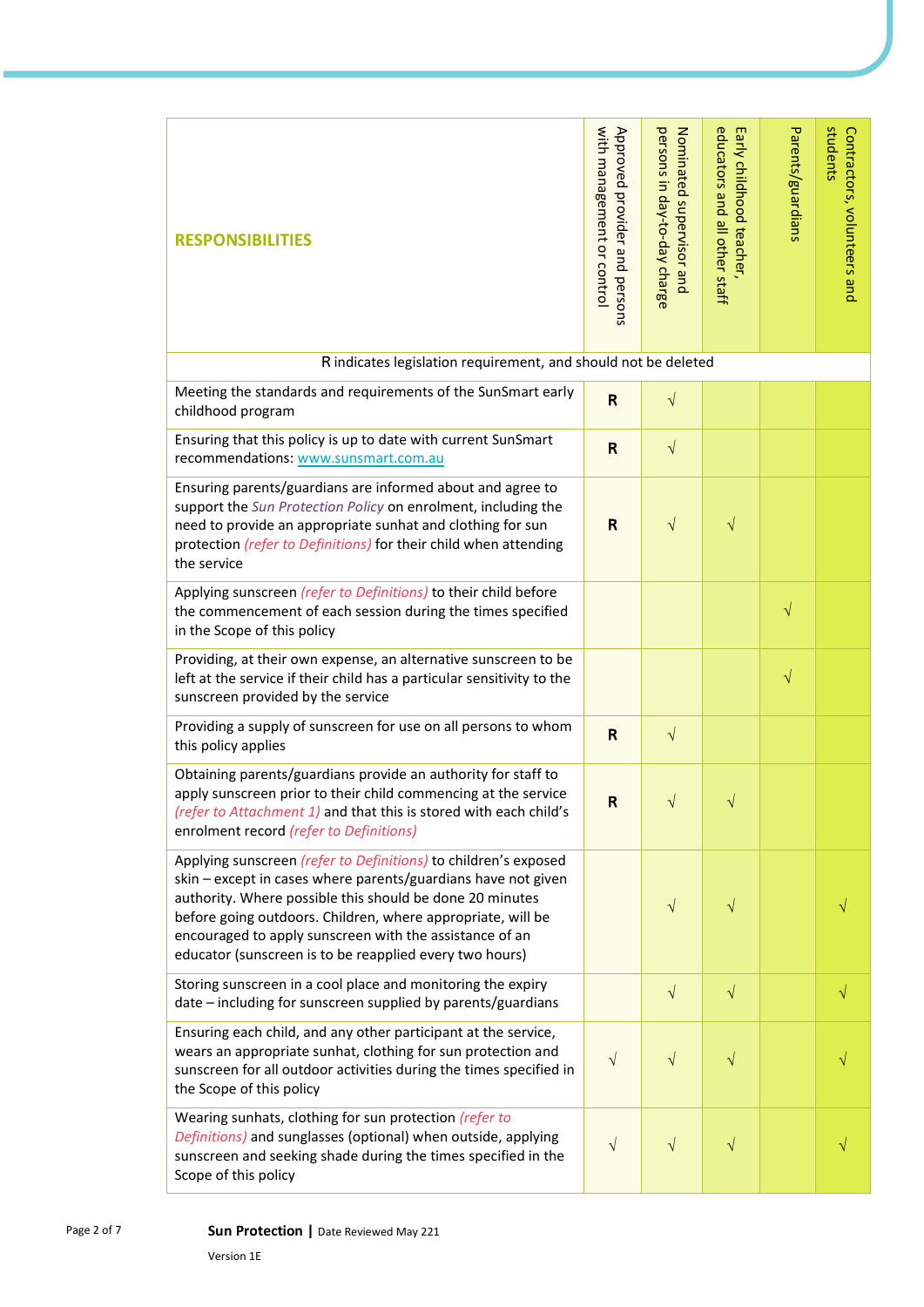| RESPONSIBILITIES | Approved provider and persons with management or control | Nominated supervisor and persons in day-to-day charge | Early childhood teacher, educators and all other staff | Parents/guardians | Contractors, volunteers and students |
|---|---|---|---|---|---|
| R indicates legislation requirement, and should not be deleted | | | | | |
| Meeting the standards and requirements of the SunSmart early childhood program | **R** | √ | | | |
| Ensuring that this policy is up to date with current SunSmart recommendations: www.sunsmart.com.au | **R** | √ | | | |
| Ensuring parents/guardians are informed about and agree to support the *Sun Protection Policy* on enrolment, including the need to provide an appropriate sunhat and clothing for sun protection *(refer to Definitions)* for their child when attending the service | **R** | √ | √ | | |
| Applying sunscreen *(refer to Definitions)* to their child before the commencement of each session during the times specified in the Scope of this policy | | | | √ | |
| Providing, at their own expense, an alternative sunscreen to be left at the service if their child has a particular sensitivity to the sunscreen provided by the service | | | | √ | |
| Providing a supply of sunscreen for use on all persons to whom this policy applies | **R** | √ | | | |
| Obtaining parents/guardians provide an authority for staff to apply sunscreen prior to their child commencing at the service *(refer to Attachment 1)* and that this is stored with each child's enrolment record *(refer to Definitions)* | **R** | √ | √ | | |
| Applying sunscreen *(refer to Definitions)* to children's exposed skin – except in cases where parents/guardians have not given authority. Where possible this should be done 20 minutes before going outdoors. Children, where appropriate, will be encouraged to apply sunscreen with the assistance of an educator (sunscreen is to be reapplied every two hours) | | √ | √ | | √ |
| Storing sunscreen in a cool place and monitoring the expiry date – including for sunscreen supplied by parents/guardians | | √ | √ | | √ |
| Ensuring each child, and any other participant at the service, wears an appropriate sunhat, clothing for sun protection and sunscreen for all outdoor activities during the times specified in the Scope of this policy | √ | √ | √ | | √ |
| Wearing sunhats, clothing for sun protection *(refer to Definitions)* and sunglasses (optional) when outside, applying sunscreen and seeking shade during the times specified in the Scope of this policy | √ | √ | √ | | √ |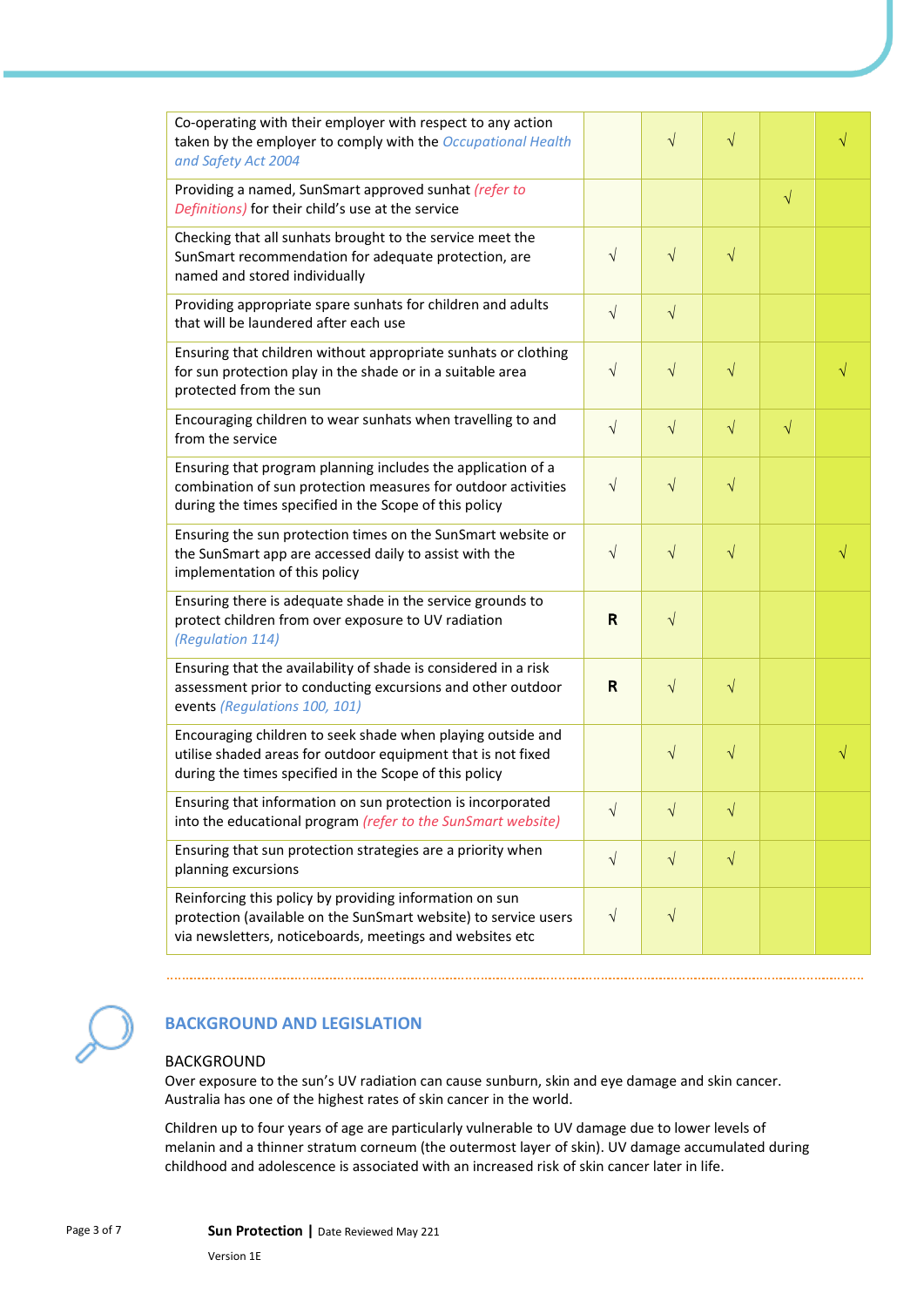| | | | | | |
|---|---|---|---|---|---|
| Co-operating with their employer with respect to any action taken by the employer to comply with the *Occupational Health and Safety Act 2004* | | √ | √ | | √ |
| Providing a named, SunSmart approved sunhat *(refer to Definitions)* for their child's use at the service | | | | √ | |
| Checking that all sunhats brought to the service meet the SunSmart recommendation for adequate protection, are named and stored individually | √ | √ | √ | | |
| Providing appropriate spare sunhats for children and adults that will be laundered after each use | √ | √ | | | |
| Ensuring that children without appropriate sunhats or clothing for sun protection play in the shade or in a suitable area protected from the sun | √ | √ | √ | | √ |
| Encouraging children to wear sunhats when travelling to and from the service | √ | √ | √ | √ | |
| Ensuring that program planning includes the application of a combination of sun protection measures for outdoor activities during the times specified in the Scope of this policy | √ | √ | √ | | |
| Ensuring the sun protection times on the SunSmart website or the SunSmart app are accessed daily to assist with the implementation of this policy | √ | √ | √ | | √ |
| Ensuring there is adequate shade in the service grounds to protect children from over exposure to UV radiation *(Regulation 114)* | **R** | √ | | | |
| Ensuring that the availability of shade is considered in a risk assessment prior to conducting excursions and other outdoor events *(Regulations 100, 101)* | **R** | √ | √ | | |
| Encouraging children to seek shade when playing outside and utilise shaded areas for outdoor equipment that is not fixed during the times specified in the Scope of this policy | | √ | √ | | √ |
| Ensuring that information on sun protection is incorporated into the educational program *(refer to the SunSmart website)* | √ | √ | √ | | |
| Ensuring that sun protection strategies are a priority when planning excursions | √ | √ | √ | | |
| Reinforcing this policy by providing information on sun protection (available on the SunSmart website) to service users via newsletters, noticeboards, meetings and websites etc | √ | √ | | | |

## BACKGROUND AND LEGISLATION

### BACKGROUND

Over exposure to the sun's UV radiation can cause sunburn, skin and eye damage and skin cancer. Australia has one of the highest rates of skin cancer in the world.

Children up to four years of age are particularly vulnerable to UV damage due to lower levels of melanin and a thinner stratum corneum (the outermost layer of skin). UV damage accumulated during childhood and adolescence is associated with an increased risk of skin cancer later in life.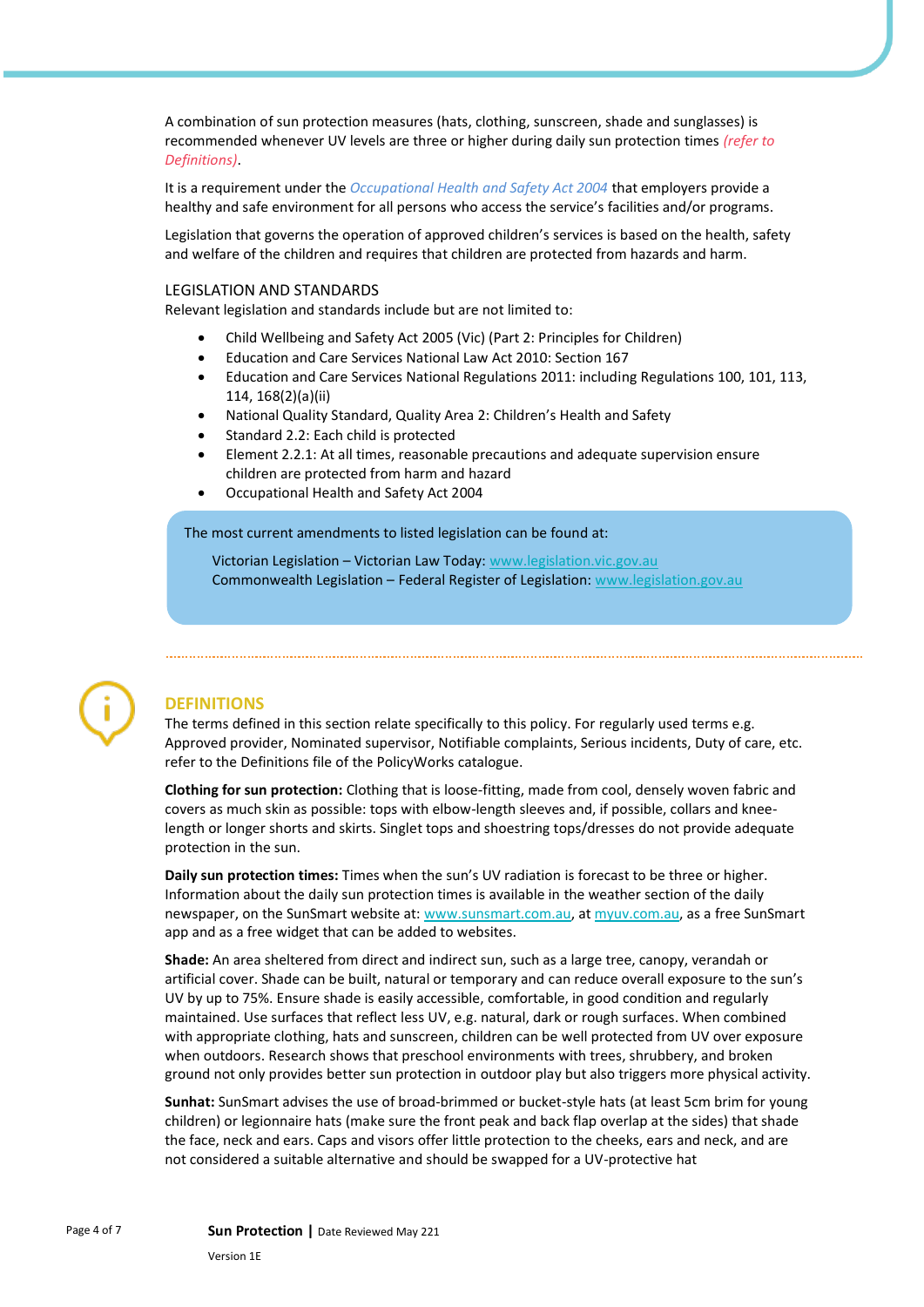A combination of sun protection measures (hats, clothing, sunscreen, shade and sunglasses) is recommended whenever UV levels are three or higher during daily sun protection times *(refer to Definitions)*.

It is a requirement under the *Occupational Health and Safety Act 2004* that employers provide a healthy and safe environment for all persons who access the service's facilities and/or programs.

Legislation that governs the operation of approved children's services is based on the health, safety and welfare of the children and requires that children are protected from hazards and harm.

### LEGISLATION AND STANDARDS

Relevant legislation and standards include but are not limited to:

- Child Wellbeing and Safety Act 2005 (Vic) (Part 2: Principles for Children)
- Education and Care Services National Law Act 2010: Section 167
- Education and Care Services National Regulations 2011: including Regulations 100, 101, 113, 114, 168(2)(a)(ii)
- National Quality Standard, Quality Area 2: Children's Health and Safety
- Standard 2.2: Each child is protected
- Element 2.2.1: At all times, reasonable precautions and adequate supervision ensure children are protected from harm and hazard
- Occupational Health and Safety Act 2004

> The most current amendments to listed legislation can be found at:
>
> Victorian Legislation – Victorian Law Today: www.legislation.vic.gov.au
> Commonwealth Legislation – Federal Register of Legislation: www.legislation.gov.au

## DEFINITIONS

The terms defined in this section relate specifically to this policy. For regularly used terms e.g. Approved provider, Nominated supervisor, Notifiable complaints, Serious incidents, Duty of care, etc. refer to the Definitions file of the PolicyWorks catalogue.

**Clothing for sun protection:** Clothing that is loose-fitting, made from cool, densely woven fabric and covers as much skin as possible: tops with elbow-length sleeves and, if possible, collars and knee-length or longer shorts and skirts. Singlet tops and shoestring tops/dresses do not provide adequate protection in the sun.

**Daily sun protection times:** Times when the sun's UV radiation is forecast to be three or higher. Information about the daily sun protection times is available in the weather section of the daily newspaper, on the SunSmart website at: www.sunsmart.com.au, at myuv.com.au, as a free SunSmart app and as a free widget that can be added to websites.

**Shade:** An area sheltered from direct and indirect sun, such as a large tree, canopy, verandah or artificial cover. Shade can be built, natural or temporary and can reduce overall exposure to the sun's UV by up to 75%. Ensure shade is easily accessible, comfortable, in good condition and regularly maintained. Use surfaces that reflect less UV, e.g. natural, dark or rough surfaces. When combined with appropriate clothing, hats and sunscreen, children can be well protected from UV over exposure when outdoors. Research shows that preschool environments with trees, shrubbery, and broken ground not only provides better sun protection in outdoor play but also triggers more physical activity.

**Sunhat:** SunSmart advises the use of broad-brimmed or bucket-style hats (at least 5cm brim for young children) or legionnaire hats (make sure the front peak and back flap overlap at the sides) that shade the face, neck and ears. Caps and visors offer little protection to the cheeks, ears and neck, and are not considered a suitable alternative and should be swapped for a UV-protective hat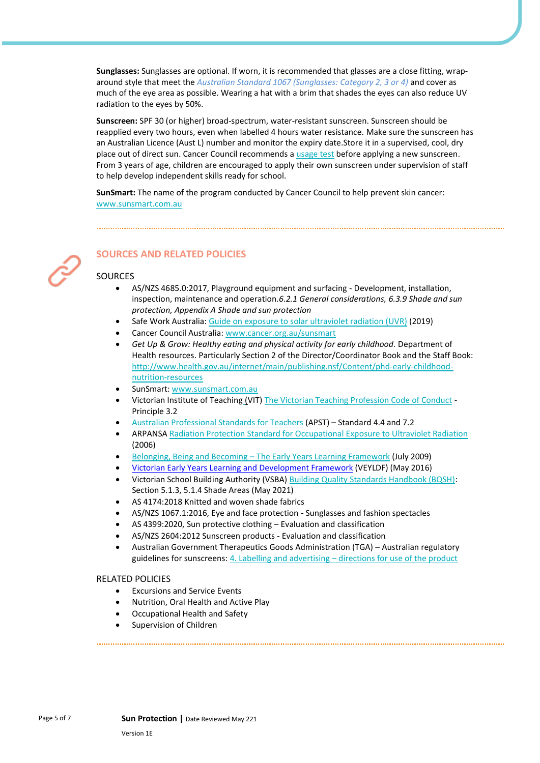**Sunglasses:** Sunglasses are optional. If worn, it is recommended that glasses are a close fitting, wrap-around style that meet the *Australian Standard 1067 (Sunglasses: Category 2, 3 or 4)* and cover as much of the eye area as possible. Wearing a hat with a brim that shades the eyes can also reduce UV radiation to the eyes by 50%.

**Sunscreen:** SPF 30 (or higher) broad-spectrum, water-resistant sunscreen. Sunscreen should be reapplied every two hours, even when labelled 4 hours water resistance. Make sure the sunscreen has an Australian Licence (Aust L) number and monitor the expiry date.Store it in a supervised, cool, dry place out of direct sun. Cancer Council recommends a usage test before applying a new sunscreen. From 3 years of age, children are encouraged to apply their own sunscreen under supervision of staff to help develop independent skills ready for school.

**SunSmart:** The name of the program conducted by Cancer Council to help prevent skin cancer: www.sunsmart.com.au

## SOURCES AND RELATED POLICIES

### SOURCES

- AS/NZS 4685.0:2017, Playground equipment and surfacing - Development, installation, inspection, maintenance and operation.*6.2.1 General considerations, 6.3.9 Shade and sun protection, Appendix A Shade and sun protection*
- Safe Work Australia: Guide on exposure to solar ultraviolet radiation (UVR) (2019)
- Cancer Council Australia: www.cancer.org.au/sunsmart
- *Get Up & Grow: Healthy eating and physical activity for early childhood.* Department of Health resources. Particularly Section 2 of the Director/Coordinator Book and the Staff Book: http://www.health.gov.au/internet/main/publishing.nsf/Content/phd-early-childhood-nutrition-resources
- SunSmart: www.sunsmart.com.au
- Victorian Institute of Teaching (VIT) The Victorian Teaching Profession Code of Conduct - Principle 3.2
- Australian Professional Standards for Teachers (APST) – Standard 4.4 and 7.2
- ARPANSA Radiation Protection Standard for Occupational Exposure to Ultraviolet Radiation (2006)
- Belonging, Being and Becoming – The Early Years Learning Framework (July 2009)
- Victorian Early Years Learning and Development Framework (VEYLDF) (May 2016)
- Victorian School Building Authority (VSBA) Building Quality Standards Handbook (BQSH): Section 5.1.3, 5.1.4 Shade Areas (May 2021)
- AS 4174:2018 Knitted and woven shade fabrics
- AS/NZS 1067.1:2016, Eye and face protection - Sunglasses and fashion spectacles
- AS 4399:2020, Sun protective clothing – Evaluation and classification
- AS/NZS 2604:2012 Sunscreen products - Evaluation and classification
- Australian Government Therapeutics Goods Administration (TGA) – Australian regulatory guidelines for sunscreens: 4. Labelling and advertising – directions for use of the product

### RELATED POLICIES

- Excursions and Service Events
- Nutrition, Oral Health and Active Play
- Occupational Health and Safety
- Supervision of Children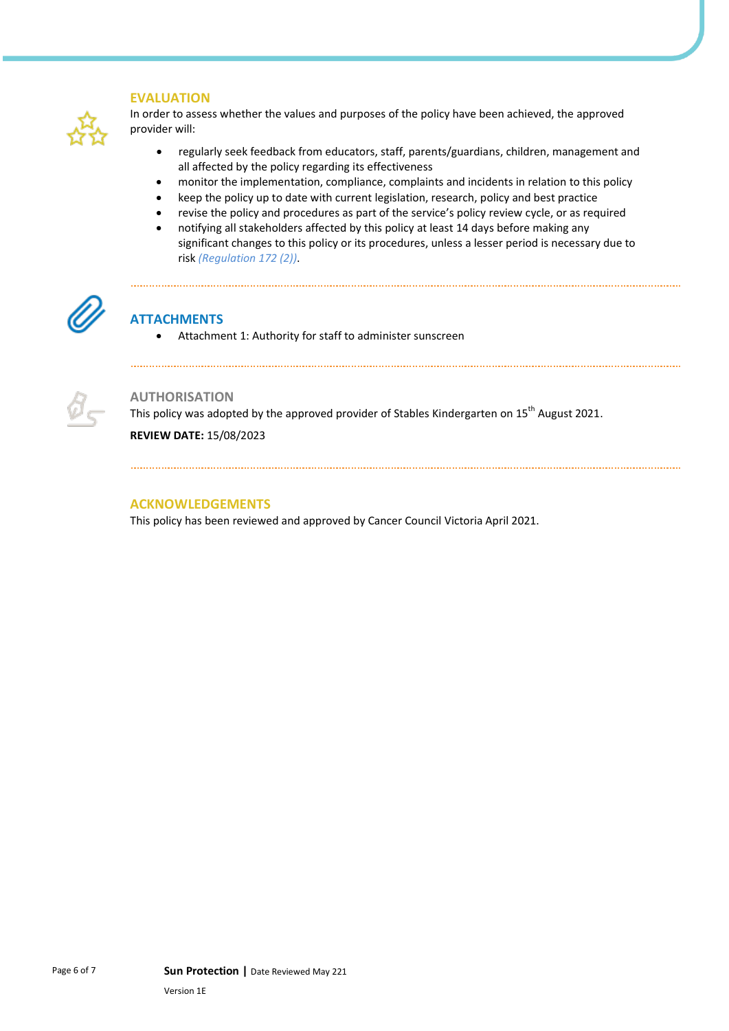## EVALUATION

In order to assess whether the values and purposes of the policy have been achieved, the approved provider will:

- regularly seek feedback from educators, staff, parents/guardians, children, management and all affected by the policy regarding its effectiveness
- monitor the implementation, compliance, complaints and incidents in relation to this policy
- keep the policy up to date with current legislation, research, policy and best practice
- revise the policy and procedures as part of the service's policy review cycle, or as required
- notifying all stakeholders affected by this policy at least 14 days before making any significant changes to this policy or its procedures, unless a lesser period is necessary due to risk *(Regulation 172 (2))*.

## ATTACHMENTS

- Attachment 1: Authority for staff to administer sunscreen

## AUTHORISATION

This policy was adopted by the approved provider of Stables Kindergarten on 15th August 2021.

**REVIEW DATE:** 15/08/2023

## ACKNOWLEDGEMENTS

This policy has been reviewed and approved by Cancer Council Victoria April 2021.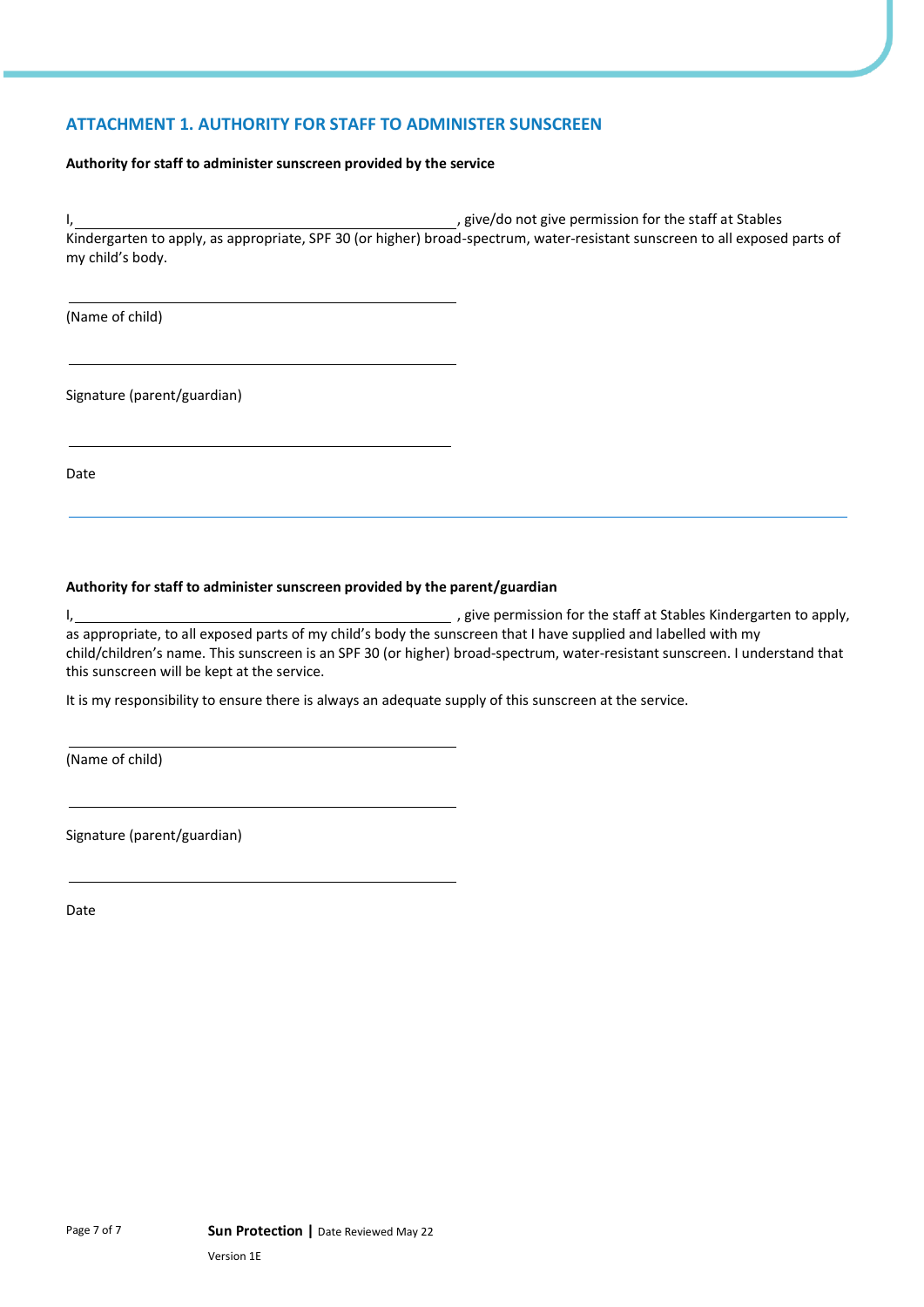## ATTACHMENT 1. AUTHORITY FOR STAFF TO ADMINISTER SUNSCREEN

**Authority for staff to administer sunscreen provided by the service**

I, ______________________________________________, give/do not give permission for the staff at Stables Kindergarten to apply, as appropriate, SPF 30 (or higher) broad-spectrum, water-resistant sunscreen to all exposed parts of my child's body.

______________________________________________

(Name of child)

______________________________________________

Signature (parent/guardian)

______________________________________________

Date

---

**Authority for staff to administer sunscreen provided by the parent/guardian**

I, ______________________________________________, give permission for the staff at Stables Kindergarten to apply, as appropriate, to all exposed parts of my child's body the sunscreen that I have supplied and labelled with my child/children's name. This sunscreen is an SPF 30 (or higher) broad-spectrum, water-resistant sunscreen. I understand that this sunscreen will be kept at the service.

It is my responsibility to ensure there is always an adequate supply of this sunscreen at the service.

______________________________________________

(Name of child)

______________________________________________

Signature (parent/guardian)

______________________________________________

Date